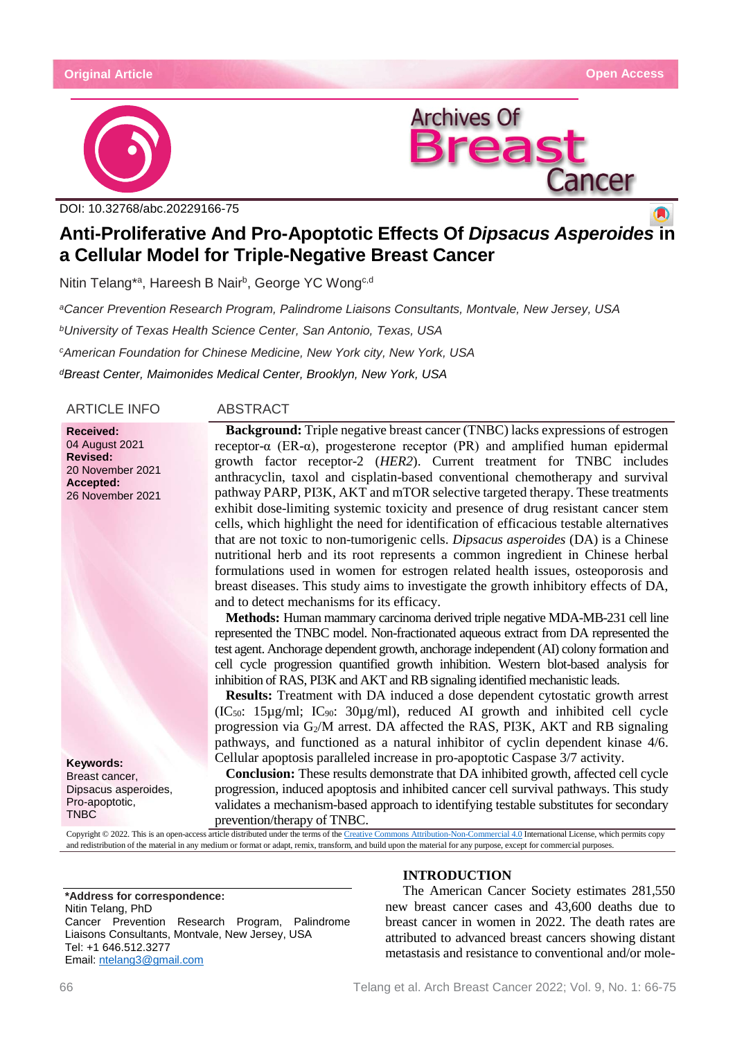Original Article

Open Access

DOI: 10.32768/abc.20229166-75

# Anti-Proliferative And Pro-Apoptotic Effects Of *Dipsacus Asperoides* in a Cellular Model for Triple-Negative Breast Cancer

Nitin Telang*[a], Hareesh B Nair[b], George YC Wong[c,d]

[a]*Cancer Prevention Research Program, Palindrome Liaisons Consultants, Montvale, New Jersey, USA*

[b]*University of Texas Health Science Center, San Antonio, Texas, USA*

[c]*American Foundation for Chinese Medicine, New York city, New York, USA*

[d]*Breast Center, Maimonides Medical Center, Brooklyn, New York, USA*

## ARTICLE INFO

**Received:**
04 August 2021

**Revised:**
20 November 2021

**Accepted:**
26 November 2021

**Keywords:**
Breast cancer,
Dipsacus asperoides,
Pro-apoptotic,
TNBC

## ABSTRACT

**Background:** Triple negative breast cancer (TNBC) lacks expressions of estrogen receptor-α (ER-α), progesterone receptor (PR) and amplified human epidermal growth factor receptor-2 (*HER2*). Current treatment for TNBC includes anthracyclin, taxol and cisplatin-based conventional chemotherapy and survival pathway PARP, PI3K, AKT and mTOR selective targeted therapy. These treatments exhibit dose-limiting systemic toxicity and presence of drug resistant cancer stem cells, which highlight the need for identification of efficacious testable alternatives that are not toxic to non-tumorigenic cells. *Dipsacus asperoides* (DA) is a Chinese nutritional herb and its root represents a common ingredient in Chinese herbal formulations used in women for estrogen related health issues, osteoporosis and breast diseases. This study aims to investigate the growth inhibitory effects of DA, and to detect mechanisms for its efficacy.

**Methods:** Human mammary carcinoma derived triple negative MDA-MB-231 cell line represented the TNBC model. Non-fractionated aqueous extract from DA represented the test agent. Anchorage dependent growth, anchorage independent (AI) colony formation and cell cycle progression quantified growth inhibition. Western blot-based analysis for inhibition of RAS, PI3K and AKT and RB signaling identified mechanistic leads.

**Results:** Treatment with DA induced a dose dependent cytostatic growth arrest ($IC_{50}$: 15µg/ml; $IC_{90}$: 30µg/ml), reduced AI growth and inhibited cell cycle progression via $G_2$/M arrest. DA affected the RAS, PI3K, AKT and RB signaling pathways, and functioned as a natural inhibitor of cyclin dependent kinase 4/6. Cellular apoptosis paralleled increase in pro-apoptotic Caspase 3/7 activity.

**Conclusion:** These results demonstrate that DA inhibited growth, affected cell cycle progression, induced apoptosis and inhibited cancer cell survival pathways. This study validates a mechanism-based approach to identifying testable substitutes for secondary prevention/therapy of TNBC.

Copyright © 2022. This is an open-access article distributed under the terms of the Creative Commons Attribution-Non-Commercial 4.0 International License, which permits copy and redistribution of the material in any medium or format or adapt, remix, transform, and build upon the material for any purpose, except for commercial purposes.

**\*Address for correspondence:**
Nitin Telang, PhD
Cancer Prevention Research Program, Palindrome Liaisons Consultants, Montvale, New Jersey, USA
Tel: +1 646.512.3277
Email: ntelang3@gmail.com

## INTRODUCTION

The American Cancer Society estimates 281,550 new breast cancer cases and 43,600 deaths due to breast cancer in women in 2022. The death rates are attributed to advanced breast cancers showing distant metastasis and resistance to conventional and/or mole-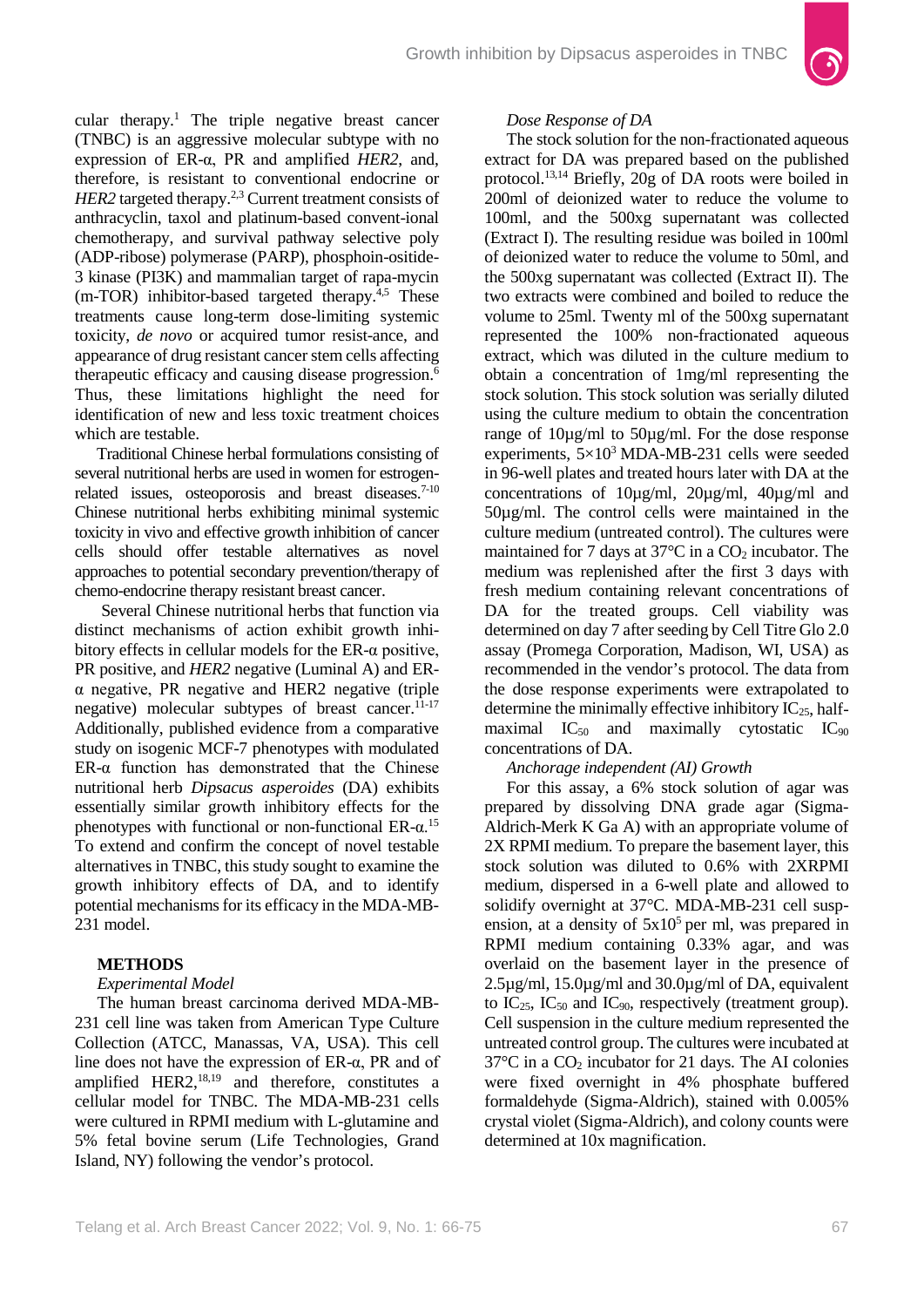cular therapy.[1] The triple negative breast cancer (TNBC) is an aggressive molecular subtype with no expression of ER-α, PR and amplified *HER2*, and, therefore, is resistant to conventional endocrine or *HER2* targeted therapy.[2,3] Current treatment consists of anthracyclin, taxol and platinum-based convent-ional chemotherapy, and survival pathway selective poly (ADP-ribose) polymerase (PARP), phosphoin-ositide-3 kinase (PI3K) and mammalian target of rapa-mycin (m-TOR) inhibitor-based targeted therapy.[4,5] These treatments cause long-term dose-limiting systemic toxicity, *de novo* or acquired tumor resist-ance, and appearance of drug resistant cancer stem cells affecting therapeutic efficacy and causing disease progression.[6] Thus, these limitations highlight the need for identification of new and less toxic treatment choices which are testable.

Traditional Chinese herbal formulations consisting of several nutritional herbs are used in women for estrogen-related issues, osteoporosis and breast diseases.[7-10] Chinese nutritional herbs exhibiting minimal systemic toxicity in vivo and effective growth inhibition of cancer cells should offer testable alternatives as novel approaches to potential secondary prevention/therapy of chemo-endocrine therapy resistant breast cancer.

Several Chinese nutritional herbs that function via distinct mechanisms of action exhibit growth inhibitory effects in cellular models for the ER-α positive, PR positive, and *HER2* negative (Luminal A) and ER-α negative, PR negative and HER2 negative (triple negative) molecular subtypes of breast cancer.[11-17] Additionally, published evidence from a comparative study on isogenic MCF-7 phenotypes with modulated ER-α function has demonstrated that the Chinese nutritional herb *Dipsacus asperoides* (DA) exhibits essentially similar growth inhibitory effects for the phenotypes with functional or non-functional ER-α.[15] To extend and confirm the concept of novel testable alternatives in TNBC, this study sought to examine the growth inhibitory effects of DA, and to identify potential mechanisms for its efficacy in the MDA-MB-231 model.

## METHODS

*Experimental Model*

The human breast carcinoma derived MDA-MB-231 cell line was taken from American Type Culture Collection (ATCC, Manassas, VA, USA). This cell line does not have the expression of ER-α, PR and of amplified HER2,[18,19] and therefore, constitutes a cellular model for TNBC. The MDA-MB-231 cells were cultured in RPMI medium with L-glutamine and 5% fetal bovine serum (Life Technologies, Grand Island, NY) following the vendor's protocol.

*Dose Response of DA*

The stock solution for the non-fractionated aqueous extract for DA was prepared based on the published protocol.[13,14] Briefly, 20g of DA roots were boiled in 200ml of deionized water to reduce the volume to 100ml, and the 500xg supernatant was collected (Extract I). The resulting residue was boiled in 100ml of deionized water to reduce the volume to 50ml, and the 500xg supernatant was collected (Extract II). The two extracts were combined and boiled to reduce the volume to 25ml. Twenty ml of the 500xg supernatant represented the 100% non-fractionated aqueous extract, which was diluted in the culture medium to obtain a concentration of 1mg/ml representing the stock solution. This stock solution was serially diluted using the culture medium to obtain the concentration range of 10µg/ml to 50µg/ml. For the dose response experiments, $5 \times 10^3$ MDA-MB-231 cells were seeded in 96-well plates and treated hours later with DA at the concentrations of 10µg/ml, 20µg/ml, 40µg/ml and 50µg/ml. The control cells were maintained in the culture medium (untreated control). The cultures were maintained for 7 days at 37°C in a $CO_2$ incubator. The medium was replenished after the first 3 days with fresh medium containing relevant concentrations of DA for the treated groups. Cell viability was determined on day 7 after seeding by Cell Titre Glo 2.0 assay (Promega Corporation, Madison, WI, USA) as recommended in the vendor's protocol. The data from the dose response experiments were extrapolated to determine the minimally effective inhibitory $IC_{25}$, half-maximal $IC_{50}$ and maximally cytostatic $IC_{90}$ concentrations of DA.

*Anchorage independent (AI) Growth*

For this assay, a 6% stock solution of agar was prepared by dissolving DNA grade agar (Sigma-Aldrich-Merk K Ga A) with an appropriate volume of 2X RPMI medium. To prepare the basement layer, this stock solution was diluted to 0.6% with 2XRPMI medium, dispersed in a 6-well plate and allowed to solidify overnight at 37°C. MDA-MB-231 cell suspension, at a density of $5 \times 10^5$ per ml, was prepared in RPMI medium containing 0.33% agar, and was overlaid on the basement layer in the presence of 2.5µg/ml, 15.0µg/ml and 30.0µg/ml of DA, equivalent to $IC_{25}$, $IC_{50}$ and $IC_{90}$, respectively (treatment group). Cell suspension in the culture medium represented the untreated control group. The cultures were incubated at 37°C in a $CO_2$ incubator for 21 days. The AI colonies were fixed overnight in 4% phosphate buffered formaldehyde (Sigma-Aldrich), stained with 0.005% crystal violet (Sigma-Aldrich), and colony counts were determined at 10x magnification.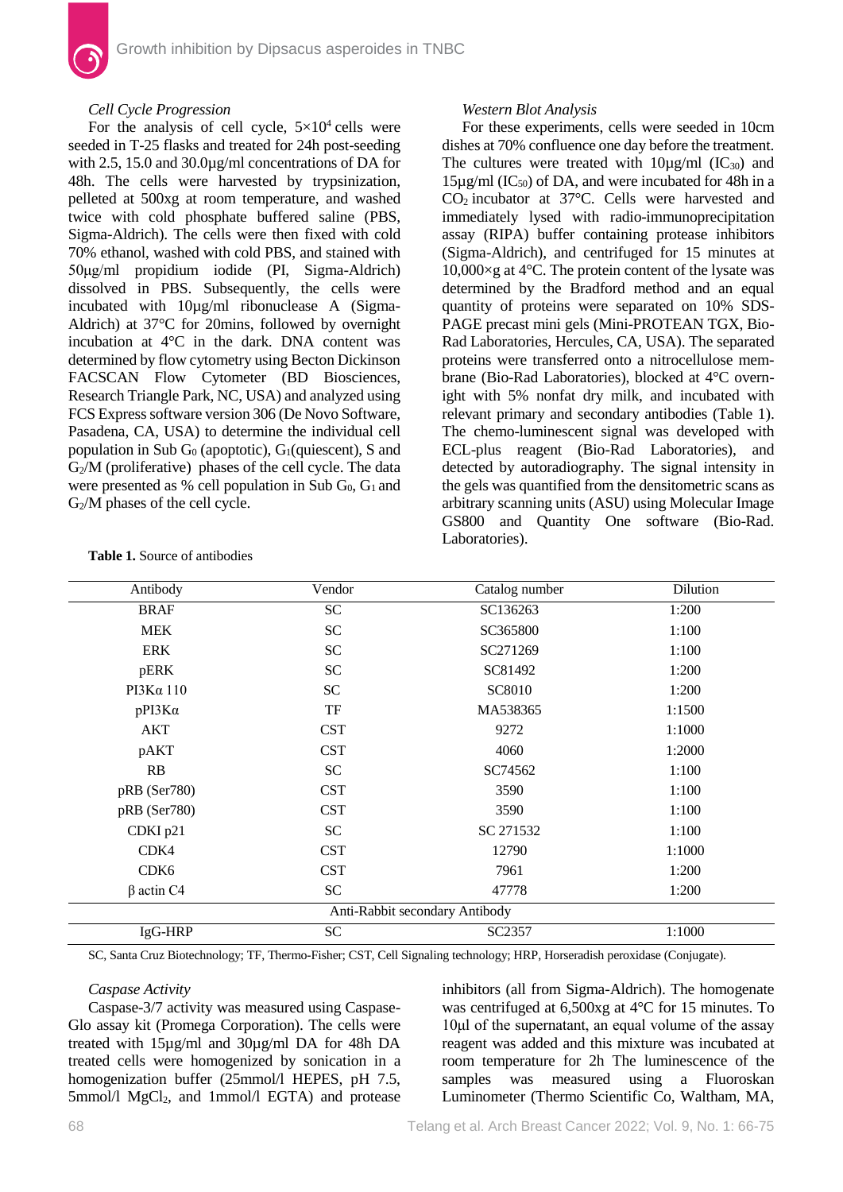### Cell Cycle Progression

For the analysis of cell cycle, $5\times10^4$ cells were seeded in T-25 flasks and treated for 24h post-seeding with 2.5, 15.0 and 30.0µg/ml concentrations of DA for 48h. The cells were harvested by trypsinization, pelleted at 500xg at room temperature, and washed twice with cold phosphate buffered saline (PBS, Sigma-Aldrich). The cells were then fixed with cold 70% ethanol, washed with cold PBS, and stained with 50µg/ml propidium iodide (PI, Sigma-Aldrich) dissolved in PBS. Subsequently, the cells were incubated with 10µg/ml ribonuclease A (Sigma-Aldrich) at 37°C for 20mins, followed by overnight incubation at 4°C in the dark. DNA content was determined by flow cytometry using Becton Dickinson FACSCAN Flow Cytometer (BD Biosciences, Research Triangle Park, NC, USA) and analyzed using FCS Express software version 306 (De Novo Software, Pasadena, CA, USA) to determine the individual cell population in Sub $G_0$ (apoptotic), $G_1$(quiescent), S and $G_2$/M (proliferative) phases of the cell cycle. The data were presented as % cell population in Sub $G_0$, $G_1$ and $G_2$/M phases of the cell cycle.

### Western Blot Analysis

For these experiments, cells were seeded in 10cm dishes at 70% confluence one day before the treatment. The cultures were treated with 10µg/ml ($IC_{30}$) and 15µg/ml ($IC_{50}$) of DA, and were incubated for 48h in a $CO_2$ incubator at 37°C. Cells were harvested and immediately lysed with radio-immunoprecipitation assay (RIPA) buffer containing protease inhibitors (Sigma-Aldrich), and centrifuged for 15 minutes at 10,000×g at 4°C. The protein content of the lysate was determined by the Bradford method and an equal quantity of proteins were separated on 10% SDS-PAGE precast mini gels (Mini-PROTEAN TGX, Bio-Rad Laboratories, Hercules, CA, USA). The separated proteins were transferred onto a nitrocellulose membrane (Bio-Rad Laboratories), blocked at 4°C overnight with 5% nonfat dry milk, and incubated with relevant primary and secondary antibodies (Table 1). The chemo-luminescent signal was developed with ECL-plus reagent (Bio-Rad Laboratories), and detected by autoradiography. The signal intensity in the gels was quantified from the densitometric scans as arbitrary scanning units (ASU) using Molecular Image GS800 and Quantity One software (Bio-Rad. Laboratories).

**Table 1.** Source of antibodies

| Antibody | Vendor | Catalog number | Dilution |
|---|---|---|---|
| BRAF | SC | SC136263 | 1:200 |
| MEK | SC | SC365800 | 1:100 |
| ERK | SC | SC271269 | 1:100 |
| pERK | SC | SC81492 | 1:200 |
| PI3Kα 110 | SC | SC8010 | 1:200 |
| pPI3Kα | TF | MA538365 | 1:1500 |
| AKT | CST | 9272 | 1:1000 |
| pAKT | CST | 4060 | 1:2000 |
| RB | SC | SC74562 | 1:100 |
| pRB (Ser780) | CST | 3590 | 1:100 |
| pRB (Ser780) | CST | 3590 | 1:100 |
| CDKI p21 | SC | SC 271532 | 1:100 |
| CDK4 | CST | 12790 | 1:1000 |
| CDK6 | CST | 7961 | 1:200 |
| β actin C4 | SC | 47778 | 1:200 |
| Anti-Rabbit secondary Antibody | | | |
| IgG-HRP | SC | SC2357 | 1:1000 |

SC, Santa Cruz Biotechnology; TF, Thermo-Fisher; CST, Cell Signaling technology; HRP, Horseradish peroxidase (Conjugate).

### Caspase Activity

Caspase-3/7 activity was measured using Caspase-Glo assay kit (Promega Corporation). The cells were treated with 15µg/ml and 30µg/ml DA for 48h DA treated cells were homogenized by sonication in a homogenization buffer (25mmol/l HEPES, pH 7.5, 5mmol/l $MgCl_2$, and 1mmol/l EGTA) and protease inhibitors (all from Sigma-Aldrich). The homogenate was centrifuged at 6,500xg at 4°C for 15 minutes. To 10µl of the supernatant, an equal volume of the assay reagent was added and this mixture was incubated at room temperature for 2h The luminescence of the samples was measured using a Fluoroskan Luminometer (Thermo Scientific Co, Waltham, MA,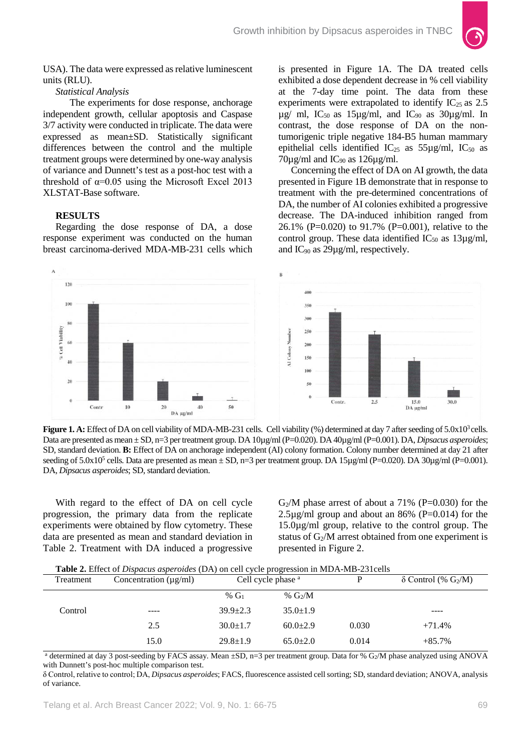USA). The data were expressed as relative luminescent units (RLU).

*Statistical Analysis*

The experiments for dose response, anchorage independent growth, cellular apoptosis and Caspase 3/7 activity were conducted in triplicate. The data were expressed as mean±SD. Statistically significant differences between the control and the multiple treatment groups were determined by one-way analysis of variance and Dunnett's test as a post-hoc test with a threshold of α=0.05 using the Microsoft Excel 2013 XLSTAT-Base software.

## RESULTS

Regarding the dose response of DA, a dose response experiment was conducted on the human breast carcinoma-derived MDA-MB-231 cells which is presented in Figure 1A. The DA treated cells exhibited a dose dependent decrease in % cell viability at the 7-day time point. The data from these experiments were extrapolated to identify $IC_{25}$ as 2.5 µg/ ml, $IC_{50}$ as 15µg/ml, and $IC_{90}$ as 30µg/ml. In contrast, the dose response of DA on the non-tumorigenic triple negative 184-B5 human mammary epithelial cells identified $IC_{25}$ as 55µg/ml, $IC_{50}$ as 70µg/ml and $IC_{90}$ as 126µg/ml.

Concerning the effect of DA on AI growth, the data presented in Figure 1B demonstrate that in response to treatment with the pre-determined concentrations of DA, the number of AI colonies exhibited a progressive decrease. The DA-induced inhibition ranged from 26.1% (P=0.020) to 91.7% (P=0.001), relative to the control group. These data identified $IC_{50}$ as 13µg/ml, and $IC_{90}$ as 29µg/ml, respectively.

**Figure 1. A:** Effect of DA on cell viability of MDA-MB-231 cells. Cell viability (%) determined at day 7 after seeding of $5.0\times10^{3}$ cells. Data are presented as mean ± SD, n=3 per treatment group. DA 10µg/ml (P=0.020). DA 40µg/ml (P=0.001). DA, *Dipsacus asperoides*; SD, standard deviation. **B:** Effect of DA on anchorage independent (AI) colony formation. Colony number determined at day 21 after seeding of $5.0\times10^{5}$ cells. Data are presented as mean ± SD, n=3 per treatment group. DA 15µg/ml (P=0.020). DA 30µg/ml (P=0.001). DA, *Dipsacus asperoides*; SD, standard deviation.

With regard to the effect of DA on cell cycle progression, the primary data from the replicate experiments were obtained by flow cytometry. These data are presented as mean and standard deviation in Table 2. Treatment with DA induced a progressive $G_2$/M phase arrest of about a 71% (P=0.030) for the 2.5µg/ml group and about an 86% (P=0.014) for the 15.0µg/ml group, relative to the control group. The status of $G_2$/M arrest obtained from one experiment is presented in Figure 2.

**Table 2.** Effect of *Dispacus asperoides* (DA) on cell cycle progression in MDA-MB-231cells

| Treatment | Concentration (µg/ml) | Cell cycle phase [a] | | P | δ Control (% $G_2$/M) |
|---|---|---|---|---|---|
| | | % $G_1$ | % $G_2$/M | | |
| Control | ---- | 39.9±2.3 | 35.0±1.9 | | ---- |
| | 2.5 | 30.0±1.7 | 60.0±2.9 | 0.030 | +71.4% |
| | 15.0 | 29.8±1.9 | 65.0±2.0 | 0.014 | +85.7% |

[a] determined at day 3 post-seeding by FACS assay. Mean ±SD, n=3 per treatment group. Data for % $G_2$/M phase analyzed using ANOVA with Dunnett's post-hoc multiple comparison test.

δ Control, relative to control; DA, *Dipsacus asperoides*; FACS, fluorescence assisted cell sorting; SD, standard deviation; ANOVA, analysis of variance.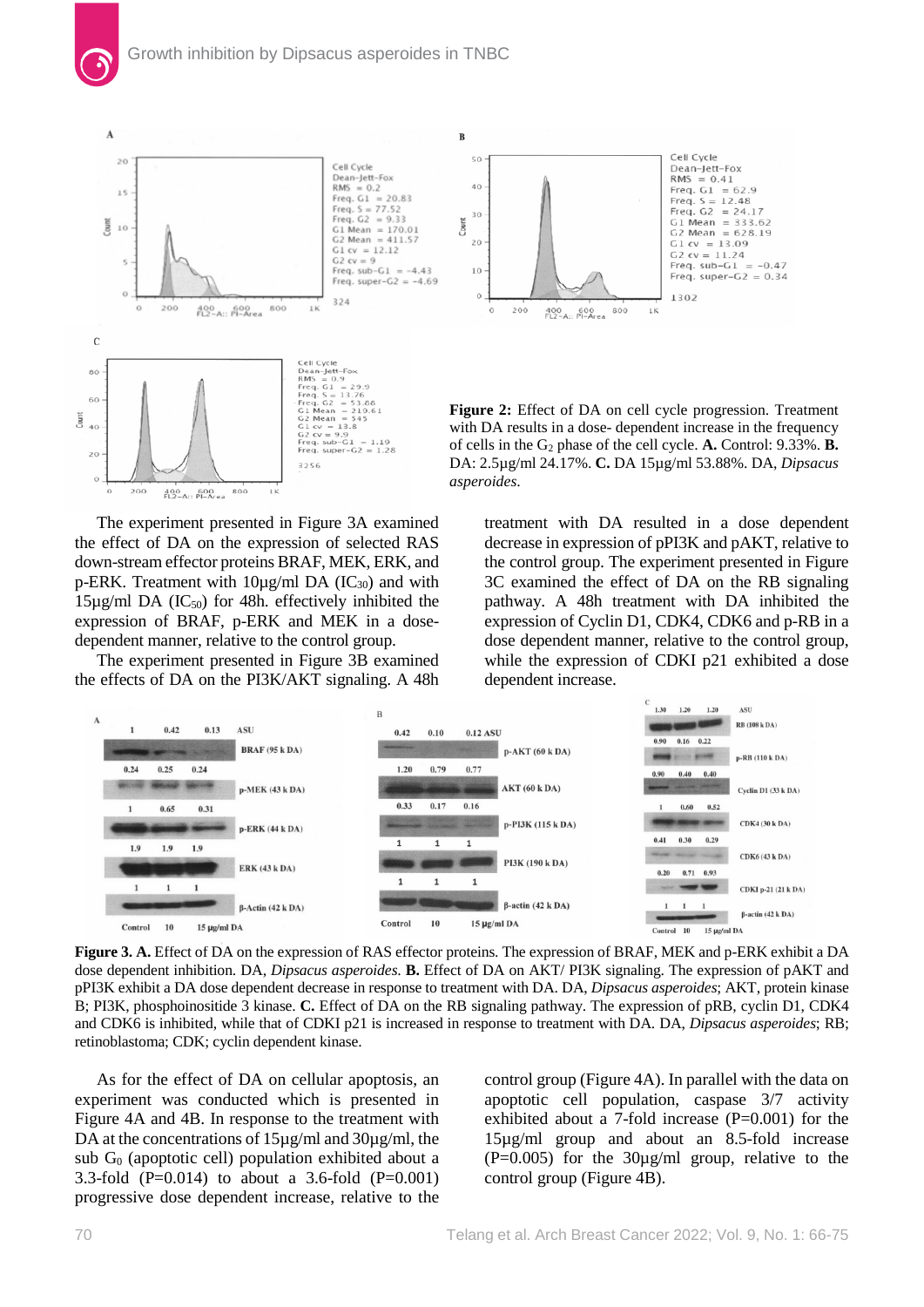**Figure 2:** Effect of DA on cell cycle progression. Treatment with DA results in a dose- dependent increase in the frequency of cells in the $G_2$ phase of the cell cycle. **A.** Control: 9.33%. **B.** DA: 2.5µg/ml 24.17%. **C.** DA 15µg/ml 53.88%. DA, *Dipsacus asperoides*.

The experiment presented in Figure 3A examined the effect of DA on the expression of selected RAS down-stream effector proteins BRAF, MEK, ERK, and p-ERK. Treatment with 10µg/ml DA ($IC_{30}$) and with 15µg/ml DA ($IC_{50}$) for 48h. effectively inhibited the expression of BRAF, p-ERK and MEK in a dose-dependent manner, relative to the control group.

The experiment presented in Figure 3B examined the effects of DA on the PI3K/AKT signaling. A 48h treatment with DA resulted in a dose dependent decrease in the expression of pPI3K and pAKT, relative to the control group. The experiment presented in Figure 3C examined the effect of DA on the RB signaling pathway. A 48h treatment with DA inhibited the expression of Cyclin D1, CDK4, CDK6 and p-RB in a dose dependent manner, relative to the control group, while the expression of CDKI p21 exhibited a dose dependent increase.

**Figure 3. A.** Effect of DA on the expression of RAS effector proteins. The expression of BRAF, MEK and p-ERK exhibit a DA dose dependent inhibition. DA, *Dipsacus asperoides*. **B.** Effect of DA on AKT/ PI3K signaling. The expression of pAKT and pPI3K exhibit a DA dose dependent decrease in response to treatment with DA. DA, *Dipsacus asperoides*; AKT, protein kinase B; PI3K, phosphoinositide 3 kinase. **C.** Effect of DA on the RB signaling pathway. The expression of pRB, cyclin D1, CDK4 and CDK6 is inhibited, while that of CDKI p21 is increased in response to treatment with DA. DA, *Dipsacus asperoides*; RB; retinoblastoma; CDK; cyclin dependent kinase.

As for the effect of DA on cellular apoptosis, an experiment was conducted which is presented in Figure 4A and 4B. In response to the treatment with DA at the concentrations of 15µg/ml and 30µg/ml, the sub $G_0$ (apoptotic cell) population exhibited about a 3.3-fold ($P=0.014$) to about a 3.6-fold ($P=0.001$) progressive dose dependent increase, relative to the control group (Figure 4A). In parallel with the data on apoptotic cell population, caspase 3/7 activity exhibited about a 7-fold increase ($P=0.001$) for the 15µg/ml group and about an 8.5-fold increase ($P=0.005$) for the 30µg/ml group, relative to the control group (Figure 4B).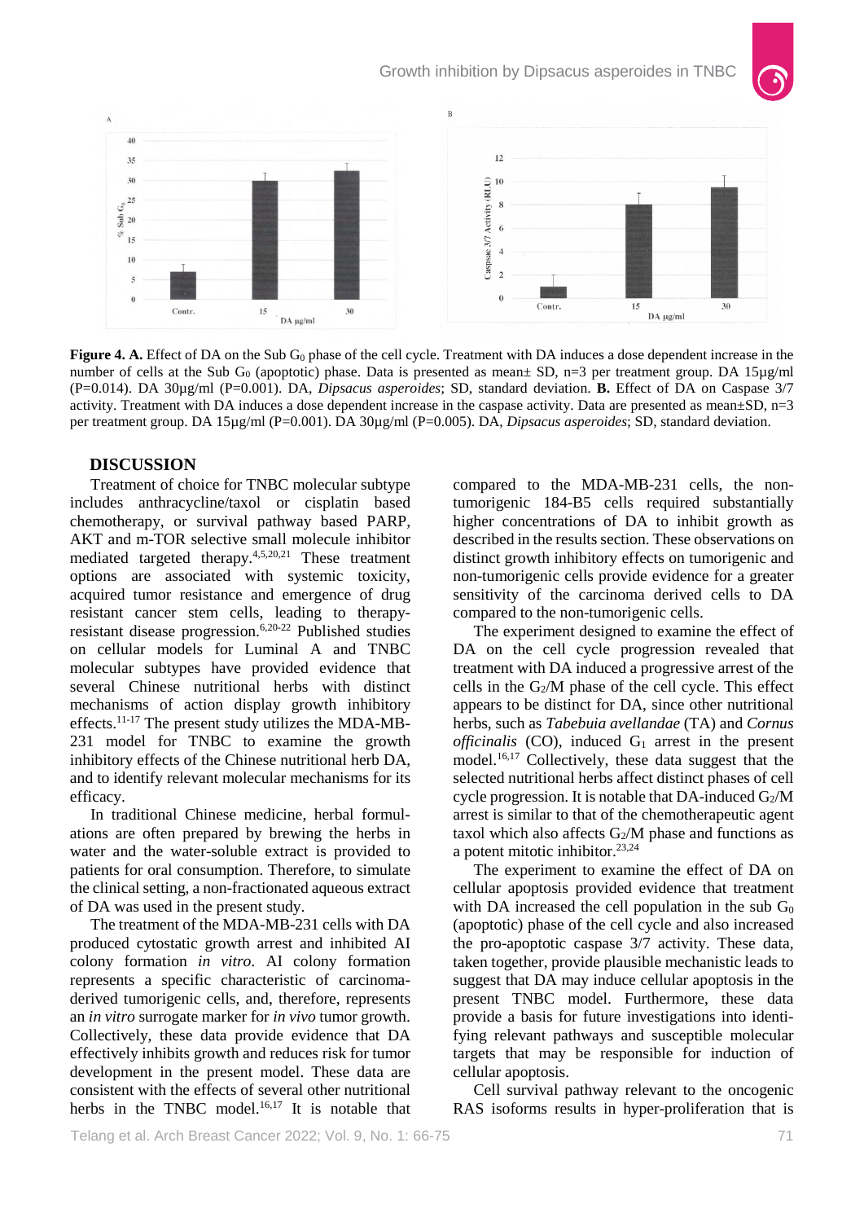**Figure 4. A.** Effect of DA on the Sub $G_0$ phase of the cell cycle. Treatment with DA induces a dose dependent increase in the number of cells at the Sub $G_0$ (apoptotic) phase. Data is presented as mean± SD, n=3 per treatment group. DA 15µg/ml (P=0.014). DA 30µg/ml (P=0.001). DA, *Dipsacus asperoides*; SD, standard deviation. **B.** Effect of DA on Caspase 3/7 activity. Treatment with DA induces a dose dependent increase in the caspase activity. Data are presented as mean±SD, n=3 per treatment group. DA 15µg/ml (P=0.001). DA 30µg/ml (P=0.005). DA, *Dipsacus asperoides*; SD, standard deviation.

## DISCUSSION

Treatment of choice for TNBC molecular subtype includes anthracycline/taxol or cisplatin based chemotherapy, or survival pathway based PARP, AKT and m-TOR selective small molecule inhibitor mediated targeted therapy.[4,5,20,21] These treatment options are associated with systemic toxicity, acquired tumor resistance and emergence of drug resistant cancer stem cells, leading to therapy-resistant disease progression.[6,20-22] Published studies on cellular models for Luminal A and TNBC molecular subtypes have provided evidence that several Chinese nutritional herbs with distinct mechanisms of action display growth inhibitory effects.[11-17] The present study utilizes the MDA-MB-231 model for TNBC to examine the growth inhibitory effects of the Chinese nutritional herb DA, and to identify relevant molecular mechanisms for its efficacy.

In traditional Chinese medicine, herbal formulations are often prepared by brewing the herbs in water and the water-soluble extract is provided to patients for oral consumption. Therefore, to simulate the clinical setting, a non-fractionated aqueous extract of DA was used in the present study.

The treatment of the MDA-MB-231 cells with DA produced cytostatic growth arrest and inhibited AI colony formation *in vitro*. AI colony formation represents a specific characteristic of carcinoma-derived tumorigenic cells, and, therefore, represents an *in vitro* surrogate marker for *in vivo* tumor growth. Collectively, these data provide evidence that DA effectively inhibits growth and reduces risk for tumor development in the present model. These data are consistent with the effects of several other nutritional herbs in the TNBC model.[16,17] It is notable that compared to the MDA-MB-231 cells, the non-tumorigenic 184-B5 cells required substantially higher concentrations of DA to inhibit growth as described in the results section. These observations on distinct growth inhibitory effects on tumorigenic and non-tumorigenic cells provide evidence for a greater sensitivity of the carcinoma derived cells to DA compared to the non-tumorigenic cells.

The experiment designed to examine the effect of DA on the cell cycle progression revealed that treatment with DA induced a progressive arrest of the cells in the $G_2$/M phase of the cell cycle. This effect appears to be distinct for DA, since other nutritional herbs, such as *Tabebuia avellandae* (TA) and *Cornus officinalis* (CO), induced $G_1$ arrest in the present model.[16,17] Collectively, these data suggest that the selected nutritional herbs affect distinct phases of cell cycle progression. It is notable that DA-induced $G_2$/M arrest is similar to that of the chemotherapeutic agent taxol which also affects $G_2$/M phase and functions as a potent mitotic inhibitor.[23,24]

The experiment to examine the effect of DA on cellular apoptosis provided evidence that treatment with DA increased the cell population in the sub $G_0$ (apoptotic) phase of the cell cycle and also increased the pro-apoptotic caspase 3/7 activity. These data, taken together, provide plausible mechanistic leads to suggest that DA may induce cellular apoptosis in the present TNBC model. Furthermore, these data provide a basis for future investigations into identifying relevant pathways and susceptible molecular targets that may be responsible for induction of cellular apoptosis.

Cell survival pathway relevant to the oncogenic RAS isoforms results in hyper-proliferation that is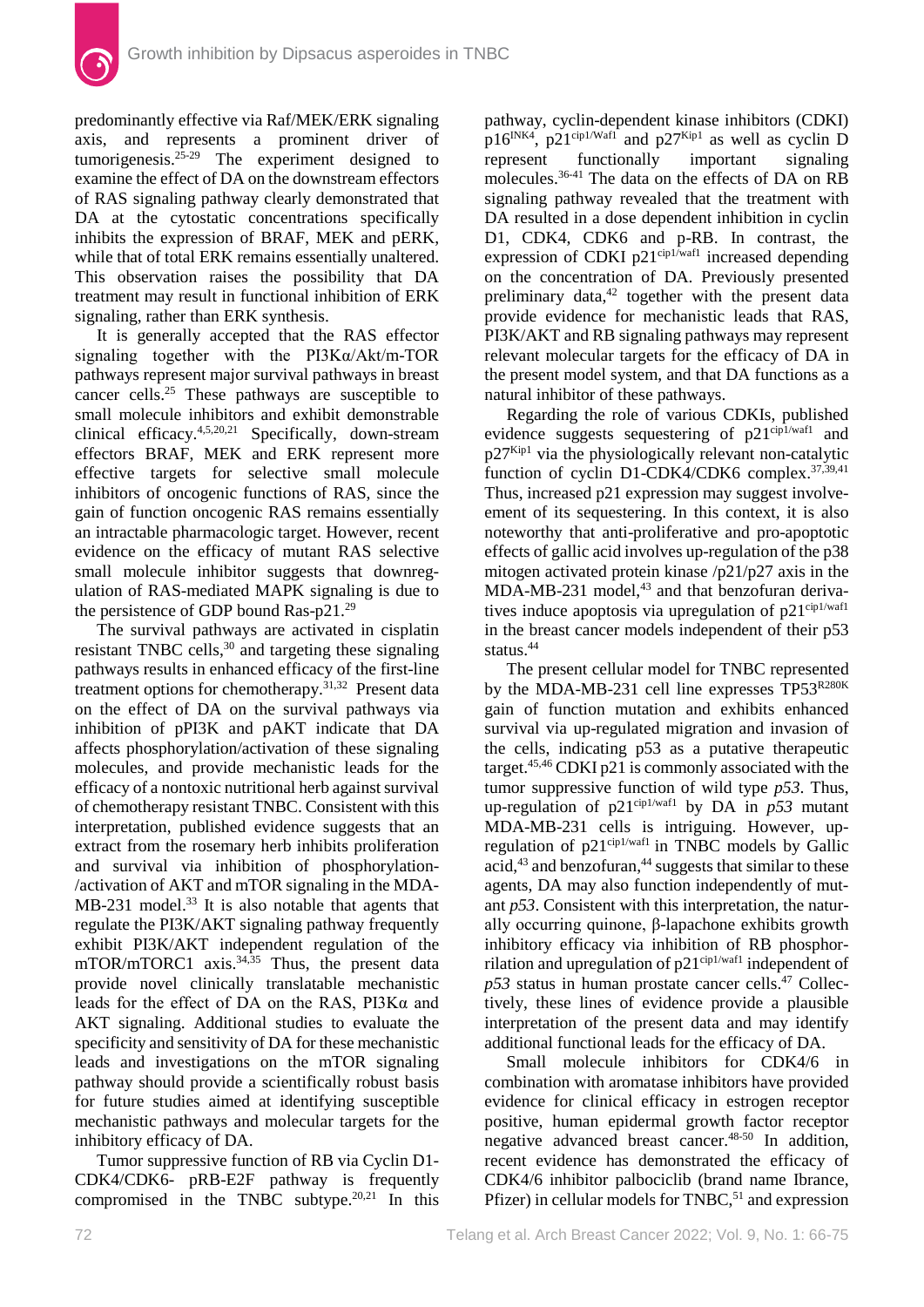predominantly effective via Raf/MEK/ERK signaling axis, and represents a prominent driver of tumorigenesis.[25-29] The experiment designed to examine the effect of DA on the downstream effectors of RAS signaling pathway clearly demonstrated that DA at the cytostatic concentrations specifically inhibits the expression of BRAF, MEK and pERK, while that of total ERK remains essentially unaltered. This observation raises the possibility that DA treatment may result in functional inhibition of ERK signaling, rather than ERK synthesis.

It is generally accepted that the RAS effector signaling together with the PI3Kα/Akt/m-TOR pathways represent major survival pathways in breast cancer cells.[25] These pathways are susceptible to small molecule inhibitors and exhibit demonstrable clinical efficacy.[4,5,20,21] Specifically, down-stream effectors BRAF, MEK and ERK represent more effective targets for selective small molecule inhibitors of oncogenic functions of RAS, since the gain of function oncogenic RAS remains essentially an intractable pharmacologic target. However, recent evidence on the efficacy of mutant RAS selective small molecule inhibitor suggests that downregulation of RAS-mediated MAPK signaling is due to the persistence of GDP bound Ras-p21.[29]

The survival pathways are activated in cisplatin resistant TNBC cells,[30] and targeting these signaling pathways results in enhanced efficacy of the first-line treatment options for chemotherapy.[31,32] Present data on the effect of DA on the survival pathways via inhibition of pPI3K and pAKT indicate that DA affects phosphorylation/activation of these signaling molecules, and provide mechanistic leads for the efficacy of a nontoxic nutritional herb against survival of chemotherapy resistant TNBC. Consistent with this interpretation, published evidence suggests that an extract from the rosemary herb inhibits proliferation and survival via inhibition of phosphorylation-/activation of AKT and mTOR signaling in the MDA-MB-231 model.[33] It is also notable that agents that regulate the PI3K/AKT signaling pathway frequently exhibit PI3K/AKT independent regulation of the mTOR/mTORC1 axis.[34,35] Thus, the present data provide novel clinically translatable mechanistic leads for the effect of DA on the RAS, PI3Kα and AKT signaling. Additional studies to evaluate the specificity and sensitivity of DA for these mechanistic leads and investigations on the mTOR signaling pathway should provide a scientifically robust basis for future studies aimed at identifying susceptible mechanistic pathways and molecular targets for the inhibitory efficacy of DA.

Tumor suppressive function of RB via Cyclin D1-CDK4/CDK6- pRB-E2F pathway is frequently compromised in the TNBC subtype.[20,21] In this pathway, cyclin-dependent kinase inhibitors (CDKI) p16$^{INK4}$, p21$^{cip1/Waf1}$ and p27$^{Kip1}$ as well as cyclin D represent functionally important signaling molecules.[36-41] The data on the effects of DA on RB signaling pathway revealed that the treatment with DA resulted in a dose dependent inhibition in cyclin D1, CDK4, CDK6 and p-RB. In contrast, the expression of CDKI p21$^{cip1/waf1}$ increased depending on the concentration of DA. Previously presented preliminary data,[42] together with the present data provide evidence for mechanistic leads that RAS, PI3K/AKT and RB signaling pathways may represent relevant molecular targets for the efficacy of DA in the present model system, and that DA functions as a natural inhibitor of these pathways.

Regarding the role of various CDKIs, published evidence suggests sequestering of p21$^{cip1/waf1}$ and p27$^{Kip1}$ via the physiologically relevant non-catalytic function of cyclin D1-CDK4/CDK6 complex.[37,39,41] Thus, increased p21 expression may suggest involvement of its sequestering. In this context, it is also noteworthy that anti-proliferative and pro-apoptotic effects of gallic acid involves up-regulation of the p38 mitogen activated protein kinase /p21/p27 axis in the MDA-MB-231 model,[43] and that benzofuran derivatives induce apoptosis via upregulation of p21$^{cip1/waf1}$ in the breast cancer models independent of their p53 status.[44]

The present cellular model for TNBC represented by the MDA-MB-231 cell line expresses TP53$^{R280K}$ gain of function mutation and exhibits enhanced survival via up-regulated migration and invasion of the cells, indicating p53 as a putative therapeutic target.[45,46] CDKI p21 is commonly associated with the tumor suppressive function of wild type *p53*. Thus, up-regulation of p21$^{cip1/waf1}$ by DA in *p53* mutant MDA-MB-231 cells is intriguing. However, up-regulation of p21$^{cip1/waf1}$ in TNBC models by Gallic acid,[43] and benzofuran,[44] suggests that similar to these agents, DA may also function independently of mutant *p53*. Consistent with this interpretation, the naturally occurring quinone, β-lapachone exhibits growth inhibitory efficacy via inhibition of RB phosphorrilation and upregulation of p21$^{cip1/waf1}$ independent of *p53* status in human prostate cancer cells.[47] Collectively, these lines of evidence provide a plausible interpretation of the present data and may identify additional functional leads for the efficacy of DA.

Small molecule inhibitors for CDK4/6 in combination with aromatase inhibitors have provided evidence for clinical efficacy in estrogen receptor positive, human epidermal growth factor receptor negative advanced breast cancer.[48-50] In addition, recent evidence has demonstrated the efficacy of CDK4/6 inhibitor palbociclib (brand name Ibrance, Pfizer) in cellular models for TNBC,[51] and expression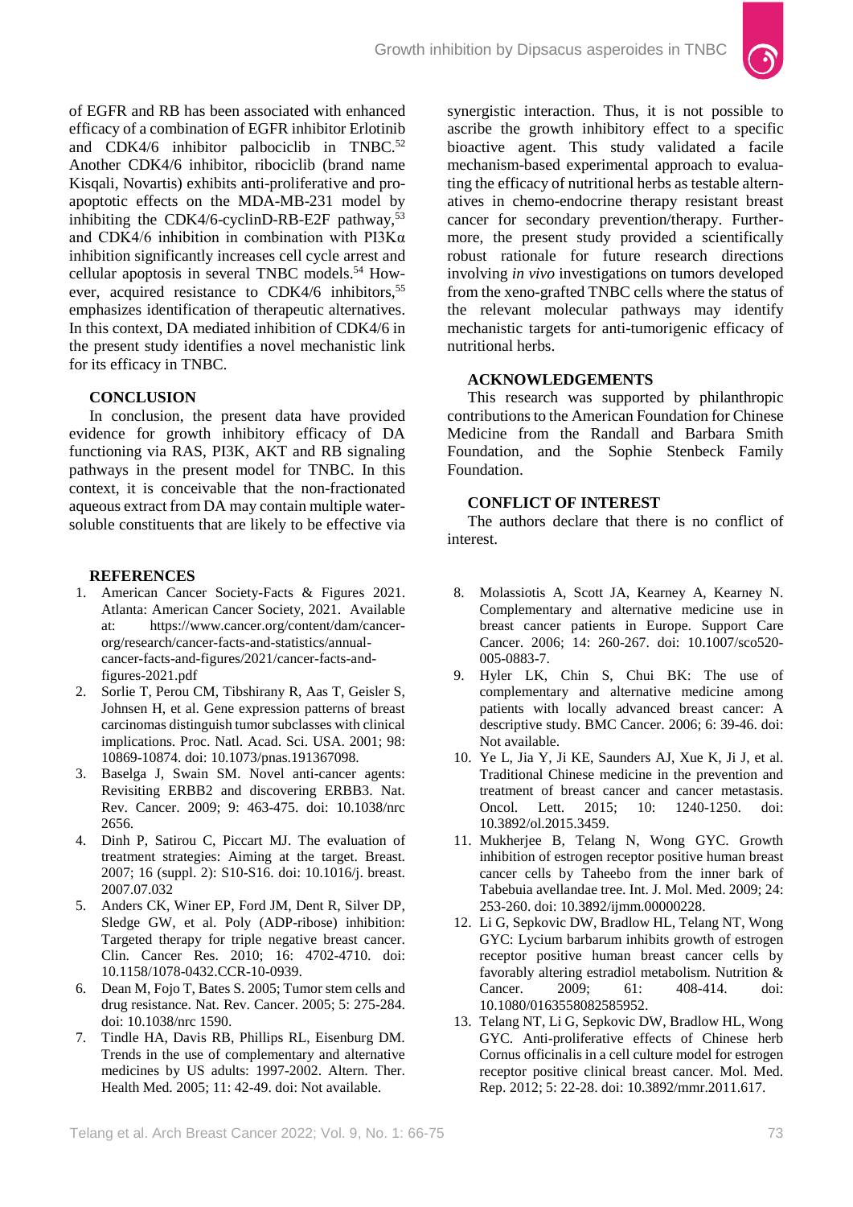of EGFR and RB has been associated with enhanced efficacy of a combination of EGFR inhibitor Erlotinib and CDK4/6 inhibitor palbociclib in TNBC.[52] Another CDK4/6 inhibitor, ribociclib (brand name Kisqali, Novartis) exhibits anti-proliferative and pro-apoptotic effects on the MDA-MB-231 model by inhibiting the CDK4/6-cyclinD-RB-E2F pathway,[53] and CDK4/6 inhibition in combination with PI3Kα inhibition significantly increases cell cycle arrest and cellular apoptosis in several TNBC models.[54] However, acquired resistance to CDK4/6 inhibitors,[55] emphasizes identification of therapeutic alternatives. In this context, DA mediated inhibition of CDK4/6 in the present study identifies a novel mechanistic link for its efficacy in TNBC.

## CONCLUSION

In conclusion, the present data have provided evidence for growth inhibitory efficacy of DA functioning via RAS, PI3K, AKT and RB signaling pathways in the present model for TNBC. In this context, it is conceivable that the non-fractionated aqueous extract from DA may contain multiple water-soluble constituents that are likely to be effective via synergistic interaction. Thus, it is not possible to ascribe the growth inhibitory effect to a specific bioactive agent. This study validated a facile mechanism-based experimental approach to evaluating the efficacy of nutritional herbs as testable alternatives in chemo-endocrine therapy resistant breast cancer for secondary prevention/therapy. Furthermore, the present study provided a scientifically robust rationale for future research directions involving *in vivo* investigations on tumors developed from the xeno-grafted TNBC cells where the status of the relevant molecular pathways may identify mechanistic targets for anti-tumorigenic efficacy of nutritional herbs.

## ACKNOWLEDGEMENTS

This research was supported by philanthropic contributions to the American Foundation for Chinese Medicine from the Randall and Barbara Smith Foundation, and the Sophie Stenbeck Family Foundation.

## CONFLICT OF INTEREST

The authors declare that there is no conflict of interest.

## REFERENCES

1. American Cancer Society-Facts & Figures 2021. Atlanta: American Cancer Society, 2021. Available at: https://www.cancer.org/content/dam/cancer-org/research/cancer-facts-and-statistics/annual-cancer-facts-and-figures/2021/cancer-facts-and-figures-2021.pdf
2. Sorlie T, Perou CM, Tibshirany R, Aas T, Geisler S, Johnsen H, et al. Gene expression patterns of breast carcinomas distinguish tumor subclasses with clinical implications. Proc. Natl. Acad. Sci. USA. 2001; 98: 10869-10874. doi: 10.1073/pnas.191367098.
3. Baselga J, Swain SM. Novel anti-cancer agents: Revisiting ERBB2 and discovering ERBB3. Nat. Rev. Cancer. 2009; 9: 463-475. doi: 10.1038/nrc 2656.
4. Dinh P, Satirou C, Piccart MJ. The evaluation of treatment strategies: Aiming at the target. Breast. 2007; 16 (suppl. 2): S10-S16. doi: 10.1016/j. breast. 2007.07.032
5. Anders CK, Winer EP, Ford JM, Dent R, Silver DP, Sledge GW, et al. Poly (ADP-ribose) inhibition: Targeted therapy for triple negative breast cancer. Clin. Cancer Res. 2010; 16: 4702-4710. doi: 10.1158/1078-0432.CCR-10-0939.
6. Dean M, Fojo T, Bates S. 2005; Tumor stem cells and drug resistance. Nat. Rev. Cancer. 2005; 5: 275-284. doi: 10.1038/nrc 1590.
7. Tindle HA, Davis RB, Phillips RL, Eisenburg DM. Trends in the use of complementary and alternative medicines by US adults: 1997-2002. Altern. Ther. Health Med. 2005; 11: 42-49. doi: Not available.
8. Molassiotis A, Scott JA, Kearney A, Kearney N. Complementary and alternative medicine use in breast cancer patients in Europe. Support Care Cancer. 2006; 14: 260-267. doi: 10.1007/sco520-005-0883-7.
9. Hyler LK, Chin S, Chui BK: The use of complementary and alternative medicine among patients with locally advanced breast cancer: A descriptive study. BMC Cancer. 2006; 6: 39-46. doi: Not available.
10. Ye L, Jia Y, Ji KE, Saunders AJ, Xue K, Ji J, et al. Traditional Chinese medicine in the prevention and treatment of breast cancer and cancer metastasis. Oncol. Lett. 2015; 10: 1240-1250. doi: 10.3892/ol.2015.3459.
11. Mukherjee B, Telang N, Wong GYC. Growth inhibition of estrogen receptor positive human breast cancer cells by Taheebo from the inner bark of Tabebuia avellandae tree. Int. J. Mol. Med. 2009; 24: 253-260. doi: 10.3892/ijmm.00000228.
12. Li G, Sepkovic DW, Bradlow HL, Telang NT, Wong GYC: Lycium barbarum inhibits growth of estrogen receptor positive human breast cancer cells by favorably altering estradiol metabolism. Nutrition & Cancer. 2009; 61: 408-414. doi: 10.1080/0163558082585952.
13. Telang NT, Li G, Sepkovic DW, Bradlow HL, Wong GYC. Anti-proliferative effects of Chinese herb Cornus officinalis in a cell culture model for estrogen receptor positive clinical breast cancer. Mol. Med. Rep. 2012; 5: 22-28. doi: 10.3892/mmr.2011.617.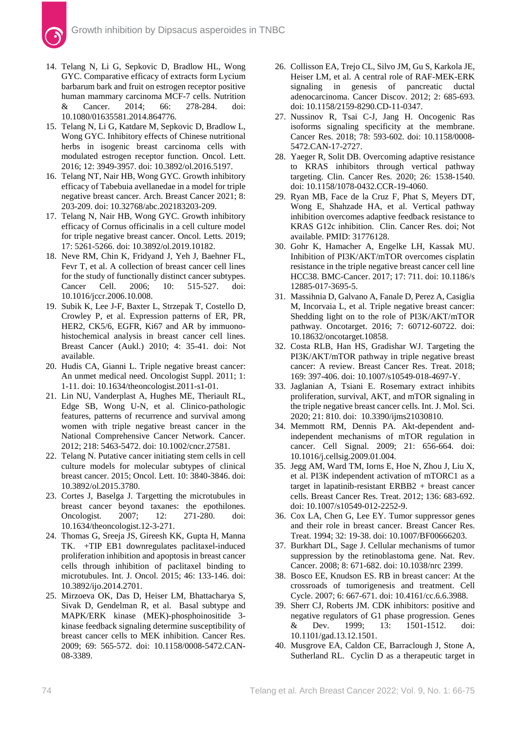14. Telang N, Li G, Sepkovic D, Bradlow HL, Wong GYC. Comparative efficacy of extracts form Lycium barbarum bark and fruit on estrogen receptor positive human mammary carcinoma MCF-7 cells. Nutrition & Cancer. 2014; 66: 278-284. doi: 10.1080/01635581.2014.864776.
15. Telang N, Li G, Katdare M, Sepkovic D, Bradlow L, Wong GYC. Inhibitory effects of Chinese nutritional herbs in isogenic breast carcinoma cells with modulated estrogen receptor function. Oncol. Lett. 2016; 12: 3949-3957. doi: 10.3892/ol.2016.5197.
16. Telang NT, Nair HB, Wong GYC. Growth inhibitory efficacy of Tabebuia avellanedae in a model for triple negative breast cancer. Arch. Breast Cancer 2021; 8: 203-209. doi: 10.32768/abc.202183203-209.
17. Telang N, Nair HB, Wong GYC. Growth inhibitory efficacy of Cornus officinalis in a cell culture model for triple negative breast cancer. Oncol. Letts. 2019; 17: 5261-5266. doi: 10.3892/ol.2019.10182.
18. Neve RM, Chin K, Fridyand J, Yeh J, Baehner FL, Fevr T, et al. A collection of breast cancer cell lines for the study of functionally distinct cancer subtypes. Cancer Cell. 2006; 10: 515-527. doi: 10.1016/jccr.2006.10.008.
19. Subik K, Lee J-F, Baxter L, Strzepak T, Costello D, Crowley P, et al. Expression patterns of ER, PR, HER2, CK5/6, EGFR, Ki67 and AR by immunohistochemical analysis in breast cancer cell lines. Breast Cancer (Aukl.) 2010; 4: 35-41. doi: Not available.
20. Hudis CA, Gianni L. Triple negative breast cancer: An unmet medical need. Oncologist Suppl. 2011; 1: 1-11. doi: 10.1634/theoncologist.2011-s1-01.
21. Lin NU, Vanderplast A, Hughes ME, Theriault RL, Edge SB, Wong U-N, et al. Clinico-pathologic features, patterns of recurrence and survival among women with triple negative breast cancer in the National Comprehensive Cancer Network. Cancer. 2012; 218: 5463-5472. doi: 10.1002/cncr.27581.
22. Telang N. Putative cancer initiating stem cells in cell culture models for molecular subtypes of clinical breast cancer. 2015; Oncol. Lett. 10: 3840-3846. doi: 10.3892/ol.2015.3780.
23. Cortes J, Baselga J. Targetting the microtubules in breast cancer beyond taxanes: the epothilones. Oncologist. 2007; 12: 271-280. doi: 10.1634/theoncologist.12-3-271.
24. Thomas G, Sreeja JS, Gireesh KK, Gupta H, Manna TK. +TIP EB1 downregulates paclitaxel-induced proliferation inhibition and apoptosis in breast cancer cells through inhibition of paclitaxel binding to microtubules. Int. J. Oncol. 2015; 46: 133-146. doi: 10.3892/ijo.2014.2701.
25. Mirzoeva OK, Das D, Heiser LM, Bhattacharya S, Sivak D, Gendelman R, et al. Basal subtype and MAPK/ERK kinase (MEK)-phosphoinositide 3-kinase feedback signaling determine susceptibility of breast cancer cells to MEK inhibition. Cancer Res. 2009; 69: 565-572. doi: 10.1158/0008-5472.CAN-08-3389.
26. Collisson EA, Trejo CL, Silvo JM, Gu S, Karkola JE, Heiser LM, et al. A central role of RAF-MEK-ERK signaling in genesis of pancreatic ductal adenocarcinoma. Cancer Discov. 2012; 2: 685-693. doi: 10.1158/2159-8290.CD-11-0347.
27. Nussinov R, Tsai C-J, Jang H. Oncogenic Ras isoforms signaling specificity at the membrane. Cancer Res. 2018; 78: 593-602. doi: 10.1158/0008-5472.CAN-17-2727.
28. Yaeger R, Solit DB. Overcoming adaptive resistance to KRAS inhibitors through vertical pathway targeting. Clin. Cancer Res. 2020; 26: 1538-1540. doi: 10.1158/1078-0432.CCR-19-4060.
29. Ryan MB, Face de la Cruz F, Phat S, Meyers DT, Wong E, Shahzade HA, et al. Vertical pathway inhibition overcomes adaptive feedback resistance to KRAS G12c inhibition. Clin. Cancer Res. doi; Not available. PMID: 31776128.
30. Gohr K, Hamacher A, Engelke LH, Kassak MU. Inhibition of PI3K/AKT/mTOR overcomes cisplatin resistance in the triple negative breast cancer cell line HCC38. BMC-Cancer. 2017; 17: 711. doi: 10.1186/s 12885-017-3695-5.
31. Massihnia D, Galvano A, Fanale D, Perez A, Casiglia M, Incorvaia L, et al. Triple negative breast cancer: Shedding light on to the role of PI3K/AKT/mTOR pathway. Oncotarget. 2016; 7: 60712-60722. doi: 10.18632/oncotarget.10858.
32. Costa RLB, Han HS, Gradishar WJ. Targeting the PI3K/AKT/mTOR pathway in triple negative breast cancer: A review. Breast Cancer Res. Treat. 2018; 169: 397-406. doi: 10.1007/s10549-018-4697-Y.
33. Jaglanian A, Tsiani E. Rosemary extract inhibits proliferation, survival, AKT, and mTOR signaling in the triple negative breast cancer cells. Int. J. Mol. Sci. 2020; 21: 810. doi: 10.3390/ijms21030810.
34. Memmott RM, Dennis PA. Akt-dependent and-independent mechanisms of mTOR regulation in cancer. Cell Signal. 2009; 21: 656-664. doi: 10.1016/j.cellsig.2009.01.004.
35. Jegg AM, Ward TM, Iorns E, Hoe N, Zhou J, Liu X, et al. PI3K independent activation of mTORC1 as a target in lapatinib-resistant ERBB2 + breast cancer cells. Breast Cancer Res. Treat. 2012; 136: 683-692. doi: 10.1007/s10549-012-2252-9.
36. Cox LA, Chen G, Lee EY. Tumor suppressor genes and their role in breast cancer. Breast Cancer Res. Treat. 1994; 32: 19-38. doi: 10.1007/BF00666203.
37. Burkhart DL, Sage J. Cellular mechanisms of tumor suppression by the retinoblastoma gene. Nat. Rev. Cancer. 2008; 8: 671-682. doi: 10.1038/nrc 2399.
38. Bosco EE, Knudson ES. RB in breast cancer: At the crossroads of tumorigenesis and treatment. Cell Cycle. 2007; 6: 667-671. doi: 10.4161/cc.6.6.3988.
39. Sherr CJ, Roberts JM. CDK inhibitors: positive and negative regulators of G1 phase progression. Genes & Dev. 1999; 13: 1501-1512. doi: 10.1101/gad.13.12.1501.
40. Musgrove EA, Caldon CE, Barraclough J, Stone A, Sutherland RL. Cyclin D as a therapeutic target in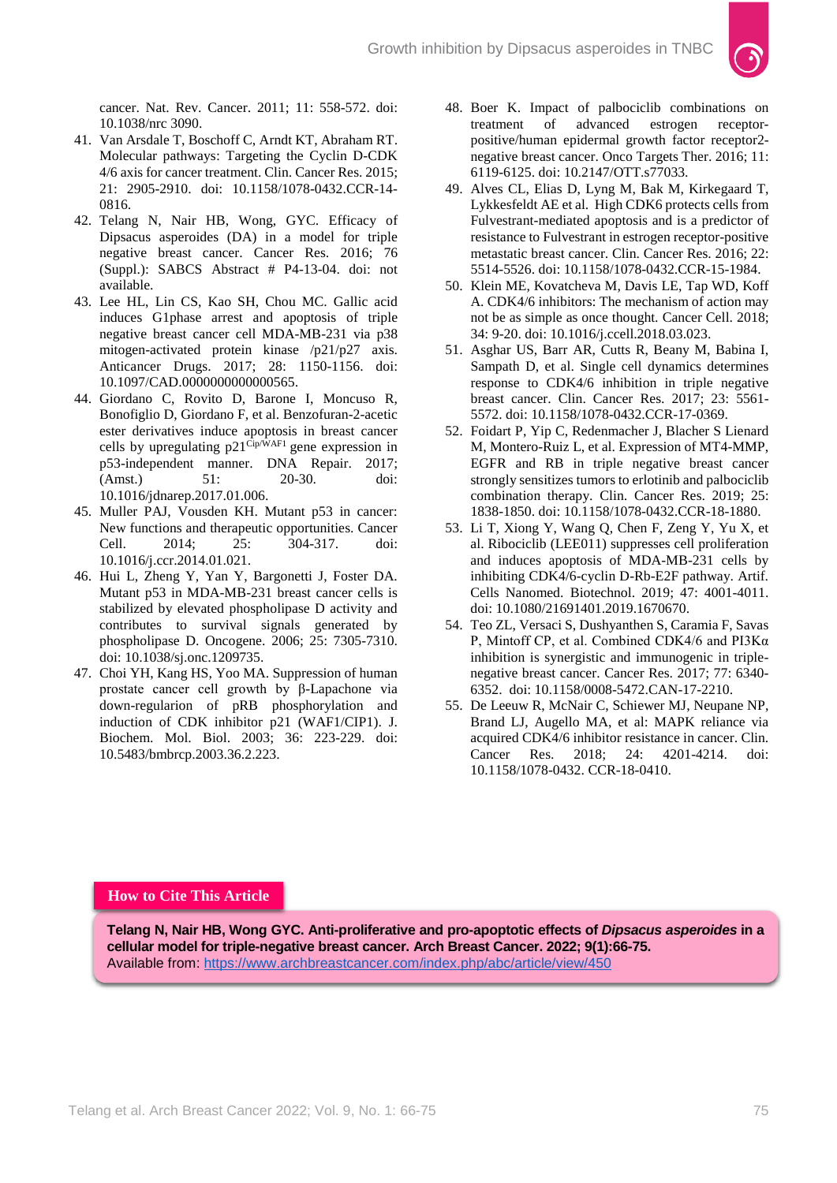cancer. Nat. Rev. Cancer. 2011; 11: 558-572. doi: 10.1038/nrc 3090.

41. Van Arsdale T, Boschoff C, Arndt KT, Abraham RT. Molecular pathways: Targeting the Cyclin D-CDK 4/6 axis for cancer treatment. Clin. Cancer Res. 2015; 21: 2905-2910. doi: 10.1158/1078-0432.CCR-14-0816.
42. Telang N, Nair HB, Wong, GYC. Efficacy of Dipsacus asperoides (DA) in a model for triple negative breast cancer. Cancer Res. 2016; 76 (Suppl.): SABCS Abstract # P4-13-04. doi: not available.
43. Lee HL, Lin CS, Kao SH, Chou MC. Gallic acid induces G1phase arrest and apoptosis of triple negative breast cancer cell MDA-MB-231 via p38 mitogen-activated protein kinase /p21/p27 axis. Anticancer Drugs. 2017; 28: 1150-1156. doi: 10.1097/CAD.0000000000000565.
44. Giordano C, Rovito D, Barone I, Moncuso R, Bonofiglio D, Giordano F, et al. Benzofuran-2-acetic ester derivatives induce apoptosis in breast cancer cells by upregulating p21[Cip/WAF1] gene expression in p53-independent manner. DNA Repair. 2017; (Amst.) 51: 20-30. doi: 10.1016/jdnarep.2017.01.006.
45. Muller PAJ, Vousden KH. Mutant p53 in cancer: New functions and therapeutic opportunities. Cancer Cell. 2014; 25: 304-317. doi: 10.1016/j.ccr.2014.01.021.
46. Hui L, Zheng Y, Yan Y, Bargonetti J, Foster DA. Mutant p53 in MDA-MB-231 breast cancer cells is stabilized by elevated phospholipase D activity and contributes to survival signals generated by phospholipase D. Oncogene. 2006; 25: 7305-7310. doi: 10.1038/sj.onc.1209735.
47. Choi YH, Kang HS, Yoo MA. Suppression of human prostate cancer cell growth by β-Lapachone via down-regulation of pRB phosphorylation and induction of CDK inhibitor p21 (WAF1/CIP1). J. Biochem. Mol. Biol. 2003; 36: 223-229. doi: 10.5483/bmbrcp.2003.36.2.223.
48. Boer K. Impact of palbociclib combinations on treatment of advanced estrogen receptor-positive/human epidermal growth factor receptor2-negative breast cancer. Onco Targets Ther. 2016; 11: 6119-6125. doi: 10.2147/OTT.s77033.
49. Alves CL, Elias D, Lyng M, Bak M, Kirkegaard T, Lykkesfeldt AE et al. High CDK6 protects cells from Fulvestrant-mediated apoptosis and is a predictor of resistance to Fulvestrant in estrogen receptor-positive metastatic breast cancer. Clin. Cancer Res. 2016; 22: 5514-5526. doi: 10.1158/1078-0432.CCR-15-1984.
50. Klein ME, Kovatcheva M, Davis LE, Tap WD, Koff A. CDK4/6 inhibitors: The mechanism of action may not be as simple as once thought. Cancer Cell. 2018; 34: 9-20. doi: 10.1016/j.ccell.2018.03.023.
51. Asghar US, Barr AR, Cutts R, Beany M, Babina I, Sampath D, et al. Single cell dynamics determines response to CDK4/6 inhibition in triple negative breast cancer. Clin. Cancer Res. 2017; 23: 5561-5572. doi: 10.1158/1078-0432.CCR-17-0369.
52. Foidart P, Yip C, Redenmacher J, Blacher S Lienard M, Montero-Ruiz L, et al. Expression of MT4-MMP, EGFR and RB in triple negative breast cancer strongly sensitizes tumors to erlotinib and palbociclib combination therapy. Clin. Cancer Res. 2019; 25: 1838-1850. doi: 10.1158/1078-0432.CCR-18-1880.
53. Li T, Xiong Y, Wang Q, Chen F, Zeng Y, Yu X, et al. Ribociclib (LEE011) suppresses cell proliferation and induces apoptosis of MDA-MB-231 cells by inhibiting CDK4/6-cyclin D-Rb-E2F pathway. Artif. Cells Nanomed. Biotechnol. 2019; 47: 4001-4011. doi: 10.1080/21691401.2019.1670670.
54. Teo ZL, Versaci S, Dushyanthen S, Caramia F, Savas P, Mintoff CP, et al. Combined CDK4/6 and PI3Kα inhibition is synergistic and immunogenic in triple-negative breast cancer. Cancer Res. 2017; 77: 6340-6352. doi: 10.1158/0008-5472.CAN-17-2210.
55. De Leeuw R, McNair C, Schiewer MJ, Neupane NP, Brand LJ, Augello MA, et al: MAPK reliance via acquired CDK4/6 inhibitor resistance in cancer. Clin. Cancer Res. 2018; 24: 4201-4214. doi: 10.1158/1078-0432. CCR-18-0410.

**How to Cite This Article**

**Telang N, Nair HB, Wong GYC. Anti-proliferative and pro-apoptotic effects of *Dipsacus asperoides* in a cellular model for triple-negative breast cancer. Arch Breast Cancer. 2022; 9(1):66-75.**
Available from: https://www.archbreastcancer.com/index.php/abc/article/view/450